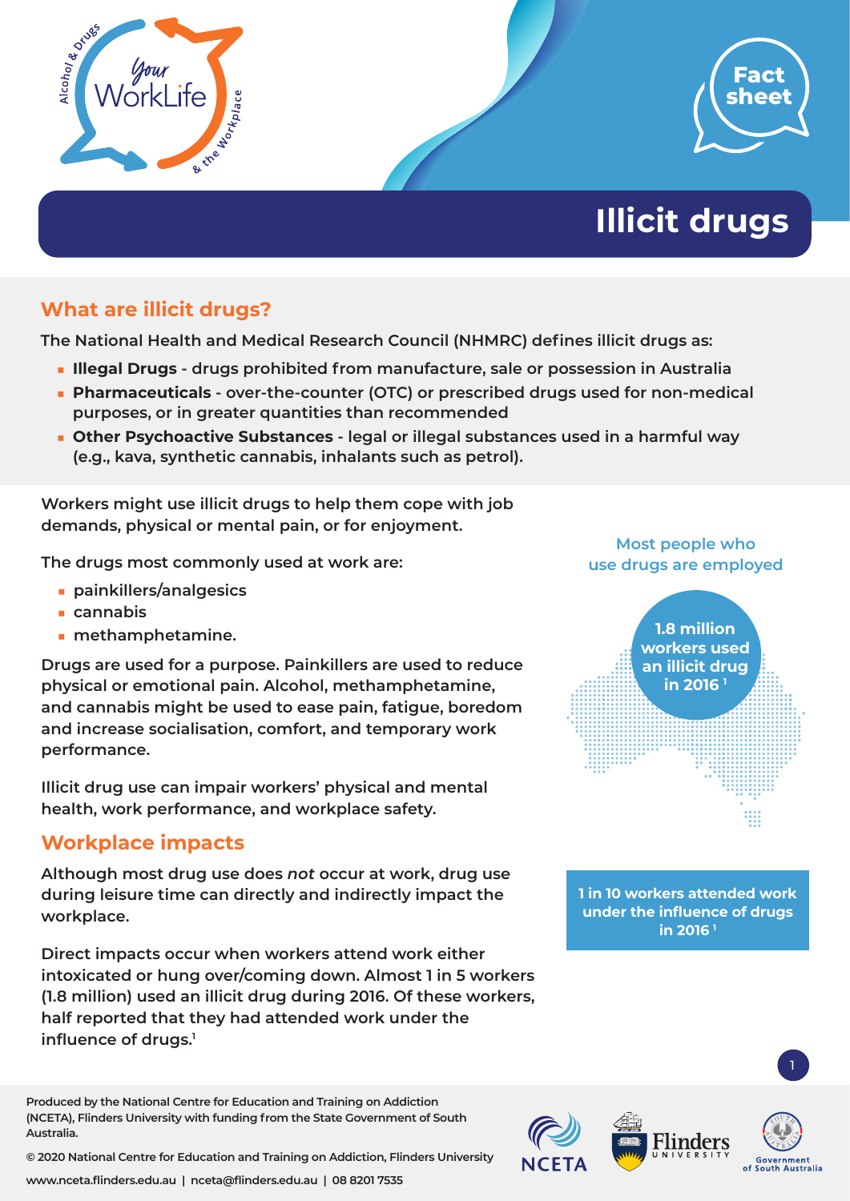# Illicit drugs

Fact sheet

## What are illicit drugs?

The National Health and Medical Research Council (NHMRC) defines illicit drugs as:

- **Illegal Drugs** - drugs prohibited from manufacture, sale or possession in Australia
- **Pharmaceuticals** - over-the-counter (OTC) or prescribed drugs used for non-medical purposes, or in greater quantities than recommended
- **Other Psychoactive Substances** - legal or illegal substances used in a harmful way (e.g., kava, synthetic cannabis, inhalants such as petrol).

Workers might use illicit drugs to help them cope with job demands, physical or mental pain, or for enjoyment.

The drugs most commonly used at work are:

- painkillers/analgesics
- cannabis
- methamphetamine.

Drugs are used for a purpose. Painkillers are used to reduce physical or emotional pain. Alcohol, methamphetamine, and cannabis might be used to ease pain, fatigue, boredom and increase socialisation, comfort, and temporary work performance.

Illicit drug use can impair workers' physical and mental health, work performance, and workplace safety.

Most people who use drugs are employed

1.8 million workers used an illicit drug in 2016 [1]

## Workplace impacts

Although most drug use does *not* occur at work, drug use during leisure time can directly and indirectly impact the workplace.

Direct impacts occur when workers attend work either intoxicated or hung over/coming down. Almost 1 in 5 workers (1.8 million) used an illicit drug during 2016. Of these workers, half reported that they had attended work under the influence of drugs.[1]

1 in 10 workers attended work under the influence of drugs in 2016 [1]

Produced by the National Centre for Education and Training on Addiction (NCETA), Flinders University with funding from the State Government of South Australia.

© 2020 National Centre for Education and Training on Addiction, Flinders University

www.nceta.flinders.edu.au | nceta@flinders.edu.au | 08 8201 7535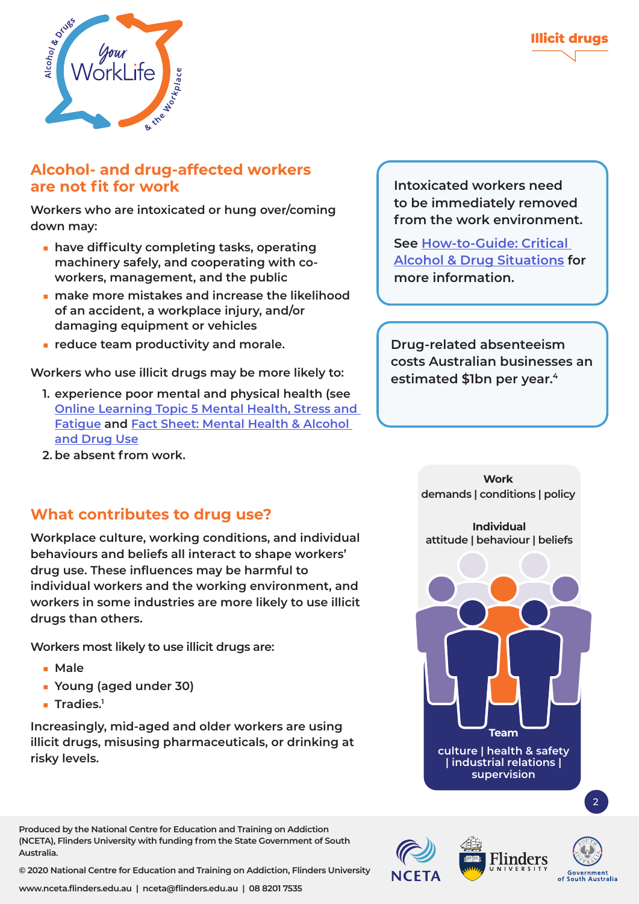## Alcohol- and drug-affected workers are not fit for work

Workers who are intoxicated or hung over/coming down may:

- have difficulty completing tasks, operating machinery safely, and cooperating with co-workers, management, and the public
- make more mistakes and increase the likelihood of an accident, a workplace injury, and/or damaging equipment or vehicles
- reduce team productivity and morale.

Workers who use illicit drugs may be more likely to:

1. experience poor mental and physical health (see Online Learning Topic 5 Mental Health, Stress and Fatigue and Fact Sheet: Mental Health & Alcohol and Drug Use
2. be absent from work.

Intoxicated workers need to be immediately removed from the work environment.

See How-to-Guide: Critical Alcohol & Drug Situations for more information.

Drug-related absenteeism costs Australian businesses an estimated $1bn per year.[4]

## What contributes to drug use?

**Workplace culture, working conditions, and individual behaviours and beliefs all interact to shape workers' drug use. These influences may be harmful to individual workers and the working environment, and workers in some industries are more likely to use illicit drugs than others.**

Workers most likely to use illicit drugs are:

- Male
- Young (aged under 30)
- Tradies.[1]

Increasingly, mid-aged and older workers are using illicit drugs, misusing pharmaceuticals, or drinking at risky levels.

**Work**
demands | conditions | policy

**Individual**
attitude | behaviour | beliefs

**Team**
culture | health & safety | industrial relations | supervision

Produced by the National Centre for Education and Training on Addiction (NCETA), Flinders University with funding from the State Government of South Australia.

© 2020 National Centre for Education and Training on Addiction, Flinders University

www.nceta.flinders.edu.au | nceta@flinders.edu.au | 08 8201 7535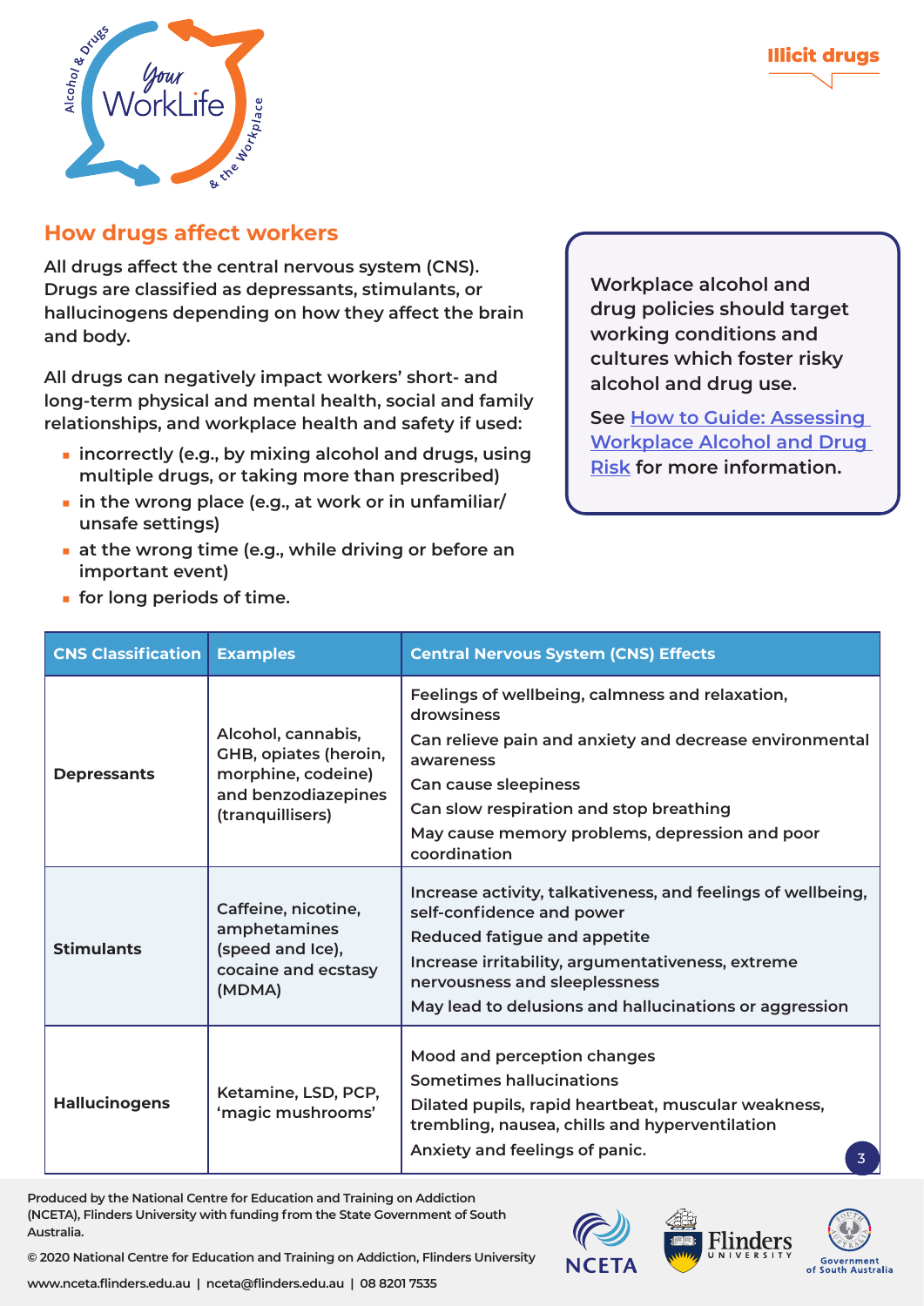## How drugs affect workers

All drugs affect the central nervous system (CNS). Drugs are classified as depressants, stimulants, or hallucinogens depending on how they affect the brain and body.

All drugs can negatively impact workers' short- and long-term physical and mental health, social and family relationships, and workplace health and safety if used:

- incorrectly (e.g., by mixing alcohol and drugs, using multiple drugs, or taking more than prescribed)
- in the wrong place (e.g., at work or in unfamiliar/unsafe settings)
- at the wrong time (e.g., while driving or before an important event)
- for long periods of time.

Workplace alcohol and drug policies should target working conditions and cultures which foster risky alcohol and drug use.

See [How to Guide: Assessing Workplace Alcohol and Drug Risk] for more information.

| CNS Classification | Examples | Central Nervous System (CNS) Effects |
|---|---|---|
| Depressants | Alcohol, cannabis, GHB, opiates (heroin, morphine, codeine) and benzodiazepines (tranquillisers) | Feelings of wellbeing, calmness and relaxation, drowsiness<br>Can relieve pain and anxiety and decrease environmental awareness<br>Can cause sleepiness<br>Can slow respiration and stop breathing<br>May cause memory problems, depression and poor coordination |
| Stimulants | Caffeine, nicotine, amphetamines (speed and Ice), cocaine and ecstasy (MDMA) | Increase activity, talkativeness, and feelings of wellbeing, self-confidence and power<br>Reduced fatigue and appetite<br>Increase irritability, argumentativeness, extreme nervousness and sleeplessness<br>May lead to delusions and hallucinations or aggression |
| Hallucinogens | Ketamine, LSD, PCP, 'magic mushrooms' | Mood and perception changes<br>Sometimes hallucinations<br>Dilated pupils, rapid heartbeat, muscular weakness, trembling, nausea, chills and hyperventilation<br>Anxiety and feelings of panic. |

Produced by the National Centre for Education and Training on Addiction (NCETA), Flinders University with funding from the State Government of South Australia.

© 2020 National Centre for Education and Training on Addiction, Flinders University

www.nceta.flinders.edu.au | nceta@flinders.edu.au | 08 8201 7535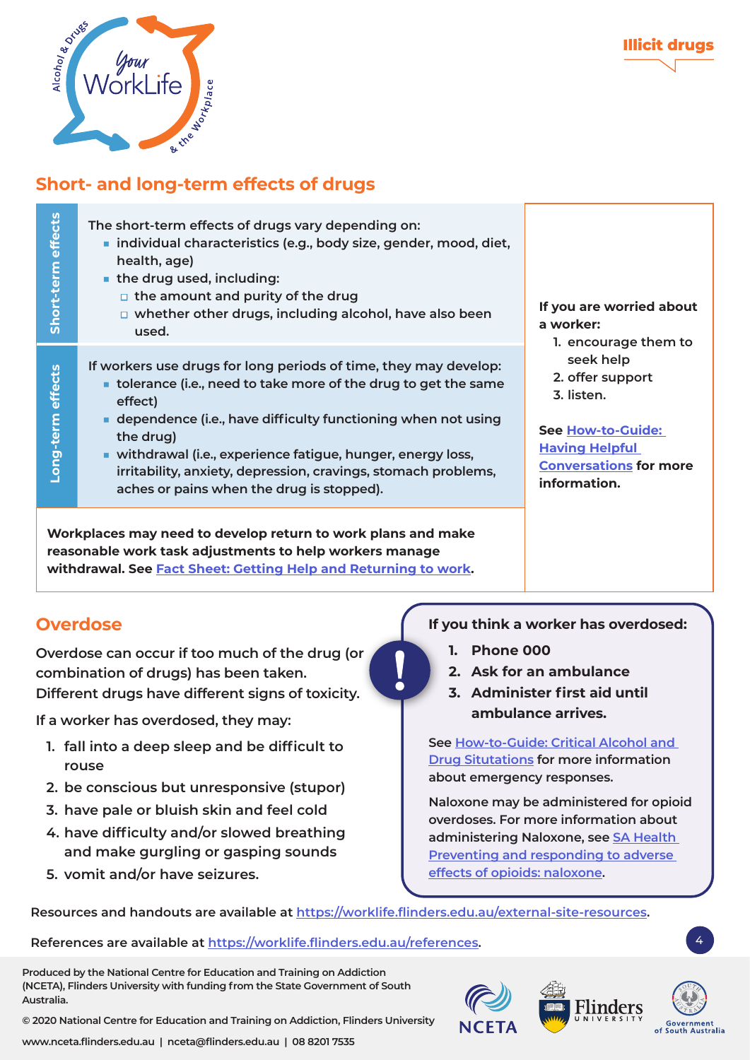Illicit drugs

## Short- and long-term effects of drugs

**Short-term effects**

The short-term effects of drugs vary depending on:

- individual characteristics (e.g., body size, gender, mood, diet, health, age)
- the drug used, including:
  - the amount and purity of the drug
  - whether other drugs, including alcohol, have also been used.

**Long-term effects**

If workers use drugs for long periods of time, they may develop:

- tolerance (i.e., need to take more of the drug to get the same effect)
- dependence (i.e., have difficulty functioning when not using the drug)
- withdrawal (i.e., experience fatigue, hunger, energy loss, irritability, anxiety, depression, cravings, stomach problems, aches or pains when the drug is stopped).

**Workplaces may need to develop return to work plans and make reasonable work task adjustments to help workers manage withdrawal. See Fact Sheet: Getting Help and Returning to work.**

**If you are worried about a worker:**

1. encourage them to seek help
2. offer support
3. listen.

**See How-to-Guide: Having Helpful Conversations for more information.**

## Overdose

Overdose can occur if too much of the drug (or combination of drugs) has been taken. Different drugs have different signs of toxicity.

If a worker has overdosed, they may:

1. fall into a deep sleep and be difficult to rouse
2. be conscious but unresponsive (stupor)
3. have pale or bluish skin and feel cold
4. have difficulty and/or slowed breathing and make gurgling or gasping sounds
5. vomit and/or have seizures.

**If you think a worker has overdosed:**

1. **Phone 000**
2. **Ask for an ambulance**
3. **Administer first aid until ambulance arrives.**

See How-to-Guide: Critical Alcohol and Drug Situtations for more information about emergency responses.

Naloxone may be administered for opioid overdoses. For more information about administering Naloxone, see SA Health Preventing and responding to adverse effects of opioids: naloxone.

Resources and handouts are available at https://worklife.flinders.edu.au/external-site-resources.

References are available at https://worklife.flinders.edu.au/references.

Produced by the National Centre for Education and Training on Addiction (NCETA), Flinders University with funding from the State Government of South Australia.

© 2020 National Centre for Education and Training on Addiction, Flinders University

www.nceta.flinders.edu.au | nceta@flinders.edu.au | 08 8201 7535